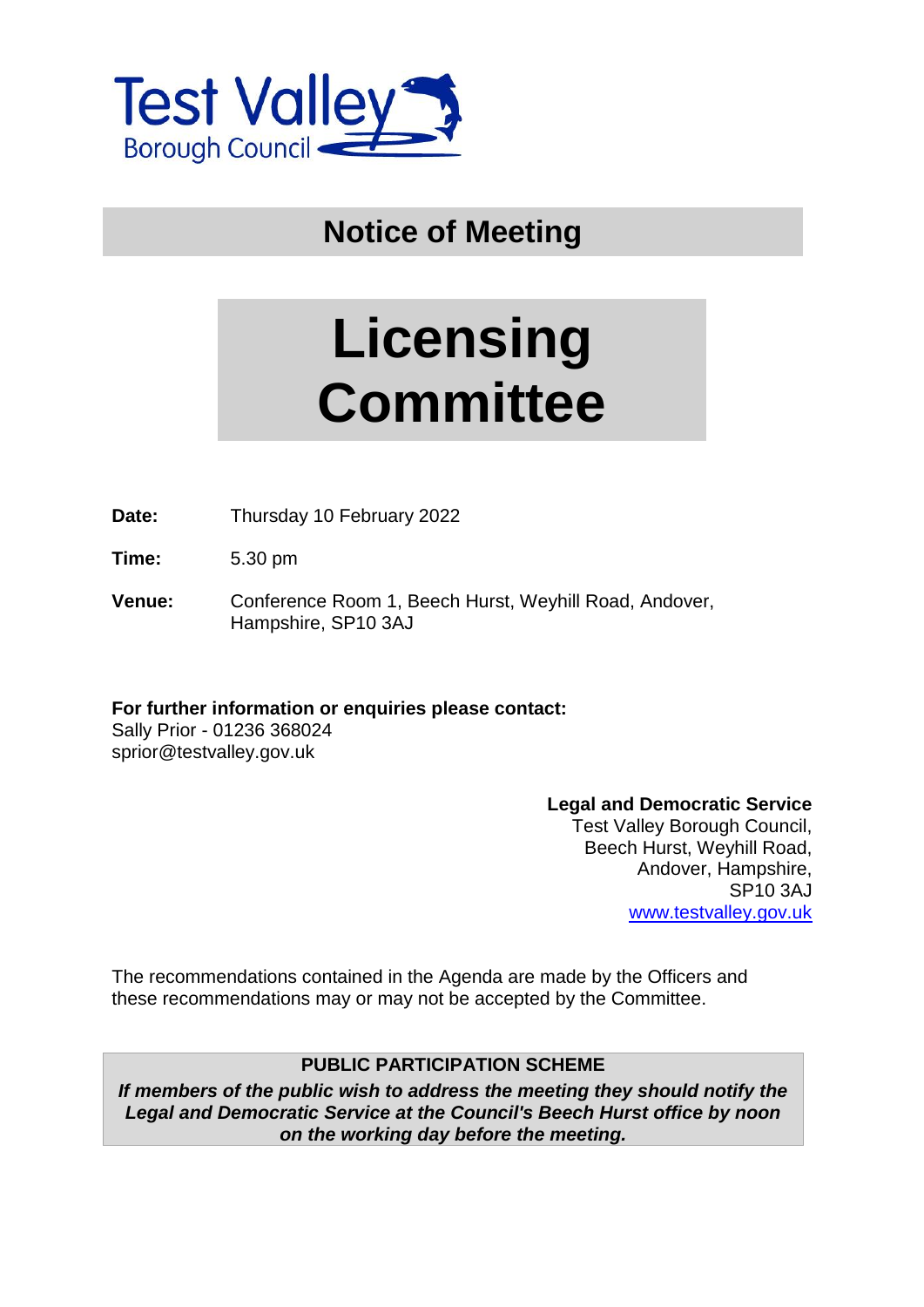Test Valley Borough Council

# Notice of Meeting

# Licensing Committee

**Date:** Thursday 10 February 2022

**Time:** 5.30 pm

**Venue:** Conference Room 1, Beech Hurst, Weyhill Road, Andover, Hampshire, SP10 3AJ

**For further information or enquiries please contact:**
Sally Prior - 01236 368024
sprior@testvalley.gov.uk

**Legal and Democratic Service**
Test Valley Borough Council,
Beech Hurst, Weyhill Road,
Andover, Hampshire,
SP10 3AJ
www.testvalley.gov.uk

The recommendations contained in the Agenda are made by the Officers and these recommendations may or may not be accepted by the Committee.

**PUBLIC PARTICIPATION SCHEME**

***If members of the public wish to address the meeting they should notify the Legal and Democratic Service at the Council's Beech Hurst office by noon on the working day before the meeting.***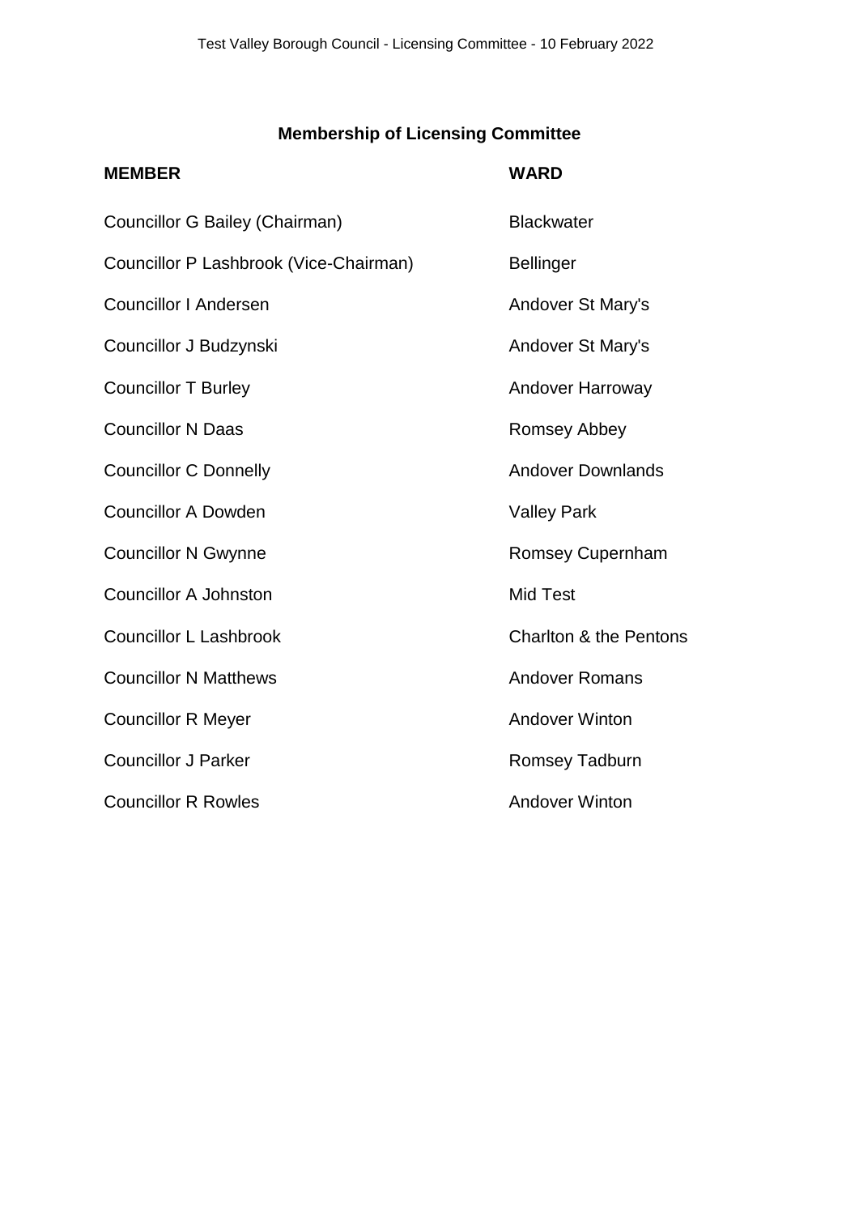## Membership of Licensing Committee

| MEMBER | WARD |
|---|---|
| Councillor G Bailey (Chairman) | Blackwater |
| Councillor P Lashbrook (Vice-Chairman) | Bellinger |
| Councillor I Andersen | Andover St Mary's |
| Councillor J Budzynski | Andover St Mary's |
| Councillor T Burley | Andover Harroway |
| Councillor N Daas | Romsey Abbey |
| Councillor C Donnelly | Andover Downlands |
| Councillor A Dowden | Valley Park |
| Councillor N Gwynne | Romsey Cupernham |
| Councillor A Johnston | Mid Test |
| Councillor L Lashbrook | Charlton & the Pentons |
| Councillor N Matthews | Andover Romans |
| Councillor R Meyer | Andover Winton |
| Councillor J Parker | Romsey Tadburn |
| Councillor R Rowles | Andover Winton |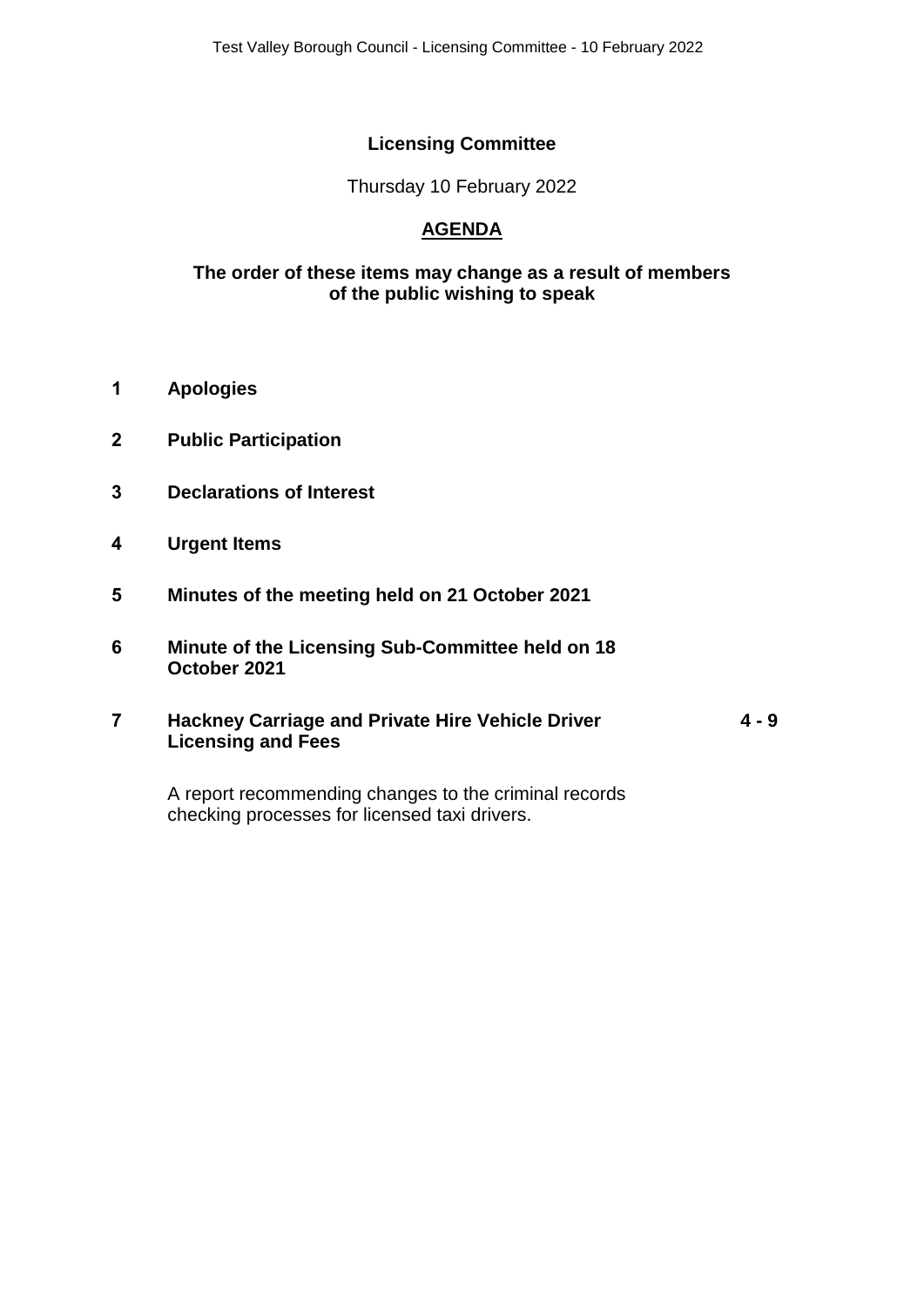# Licensing Committee

Thursday 10 February 2022

## AGENDA

**The order of these items may change as a result of members of the public wishing to speak**

| | | |
|---|---|---|
| **1** | **Apologies** | |
| **2** | **Public Participation** | |
| **3** | **Declarations of Interest** | |
| **4** | **Urgent Items** | |
| **5** | **Minutes of the meeting held on 21 October 2021** | |
| **6** | **Minute of the Licensing Sub-Committee held on 18 October 2021** | |
| **7** | **Hackney Carriage and Private Hire Vehicle Driver Licensing and Fees** | **4 - 9** |
| | A report recommending changes to the criminal records checking processes for licensed taxi drivers. | |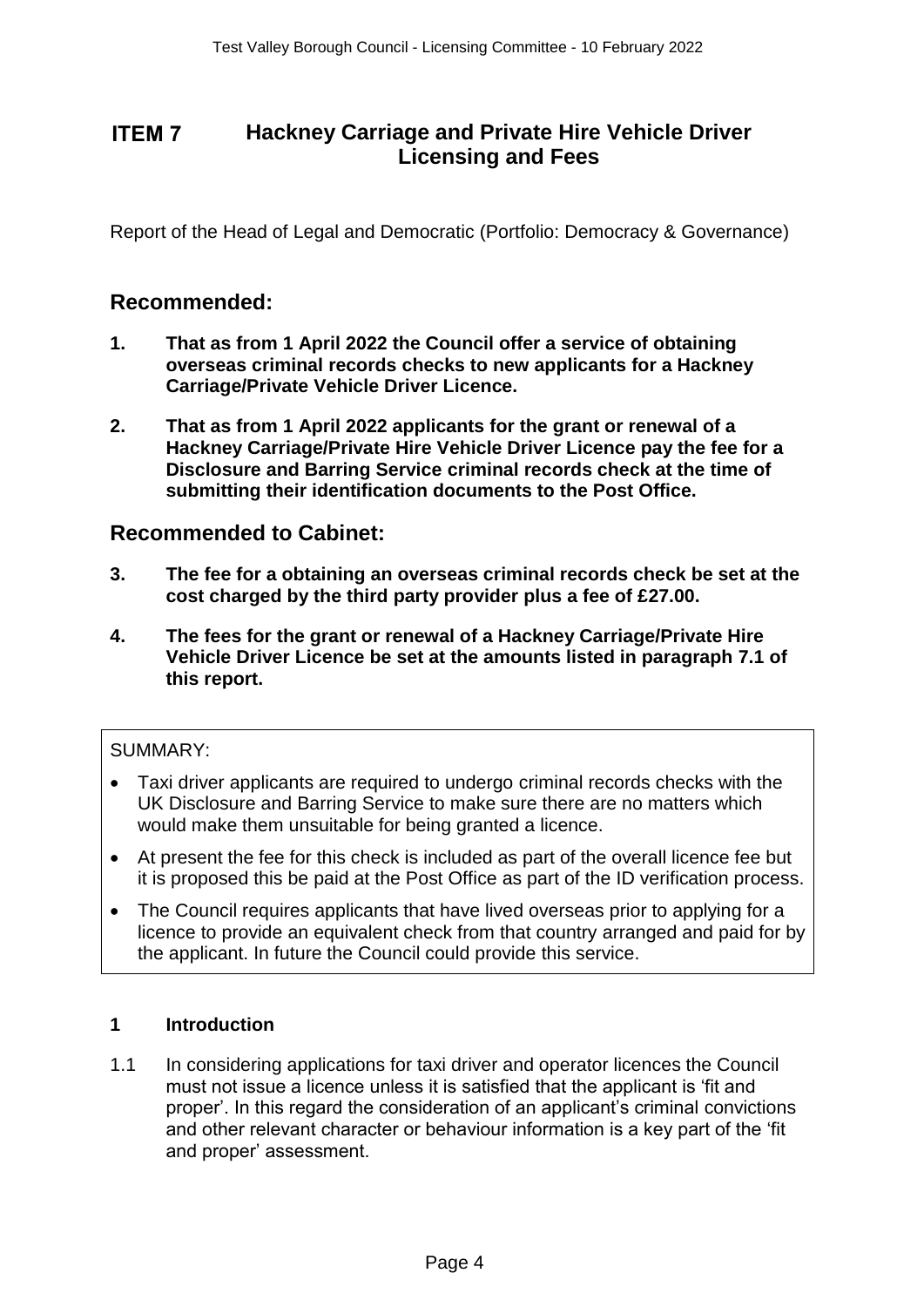## ITEM 7 Hackney Carriage and Private Hire Vehicle Driver Licensing and Fees

Report of the Head of Legal and Democratic (Portfolio: Democracy & Governance)

## Recommended:

1. **That as from 1 April 2022 the Council offer a service of obtaining overseas criminal records checks to new applicants for a Hackney Carriage/Private Vehicle Driver Licence.**

2. **That as from 1 April 2022 applicants for the grant or renewal of a Hackney Carriage/Private Hire Vehicle Driver Licence pay the fee for a Disclosure and Barring Service criminal records check at the time of submitting their identification documents to the Post Office.**

## Recommended to Cabinet:

3. **The fee for a obtaining an overseas criminal records check be set at the cost charged by the third party provider plus a fee of £27.00.**

4. **The fees for the grant or renewal of a Hackney Carriage/Private Hire Vehicle Driver Licence be set at the amounts listed in paragraph 7.1 of this report.**

SUMMARY:

- Taxi driver applicants are required to undergo criminal records checks with the UK Disclosure and Barring Service to make sure there are no matters which would make them unsuitable for being granted a licence.
- At present the fee for this check is included as part of the overall licence fee but it is proposed this be paid at the Post Office as part of the ID verification process.
- The Council requires applicants that have lived overseas prior to applying for a licence to provide an equivalent check from that country arranged and paid for by the applicant. In future the Council could provide this service.

### 1 Introduction

1.1 In considering applications for taxi driver and operator licences the Council must not issue a licence unless it is satisfied that the applicant is 'fit and proper'. In this regard the consideration of an applicant's criminal convictions and other relevant character or behaviour information is a key part of the 'fit and proper' assessment.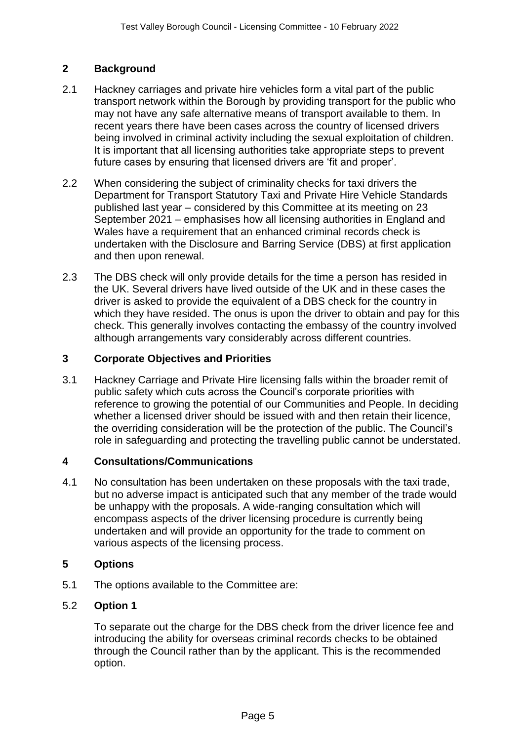## 2 Background

2.1 Hackney carriages and private hire vehicles form a vital part of the public transport network within the Borough by providing transport for the public who may not have any safe alternative means of transport available to them. In recent years there have been cases across the country of licensed drivers being involved in criminal activity including the sexual exploitation of children. It is important that all licensing authorities take appropriate steps to prevent future cases by ensuring that licensed drivers are 'fit and proper'.

2.2 When considering the subject of criminality checks for taxi drivers the Department for Transport Statutory Taxi and Private Hire Vehicle Standards published last year – considered by this Committee at its meeting on 23 September 2021 – emphasises how all licensing authorities in England and Wales have a requirement that an enhanced criminal records check is undertaken with the Disclosure and Barring Service (DBS) at first application and then upon renewal.

2.3 The DBS check will only provide details for the time a person has resided in the UK. Several drivers have lived outside of the UK and in these cases the driver is asked to provide the equivalent of a DBS check for the country in which they have resided. The onus is upon the driver to obtain and pay for this check. This generally involves contacting the embassy of the country involved although arrangements vary considerably across different countries.

## 3 Corporate Objectives and Priorities

3.1 Hackney Carriage and Private Hire licensing falls within the broader remit of public safety which cuts across the Council's corporate priorities with reference to growing the potential of our Communities and People. In deciding whether a licensed driver should be issued with and then retain their licence, the overriding consideration will be the protection of the public. The Council's role in safeguarding and protecting the travelling public cannot be understated.

## 4 Consultations/Communications

4.1 No consultation has been undertaken on these proposals with the taxi trade, but no adverse impact is anticipated such that any member of the trade would be unhappy with the proposals. A wide-ranging consultation which will encompass aspects of the driver licensing procedure is currently being undertaken and will provide an opportunity for the trade to comment on various aspects of the licensing process.

## 5 Options

5.1 The options available to the Committee are:

5.2 **Option 1**

To separate out the charge for the DBS check from the driver licence fee and introducing the ability for overseas criminal records checks to be obtained through the Council rather than by the applicant. This is the recommended option.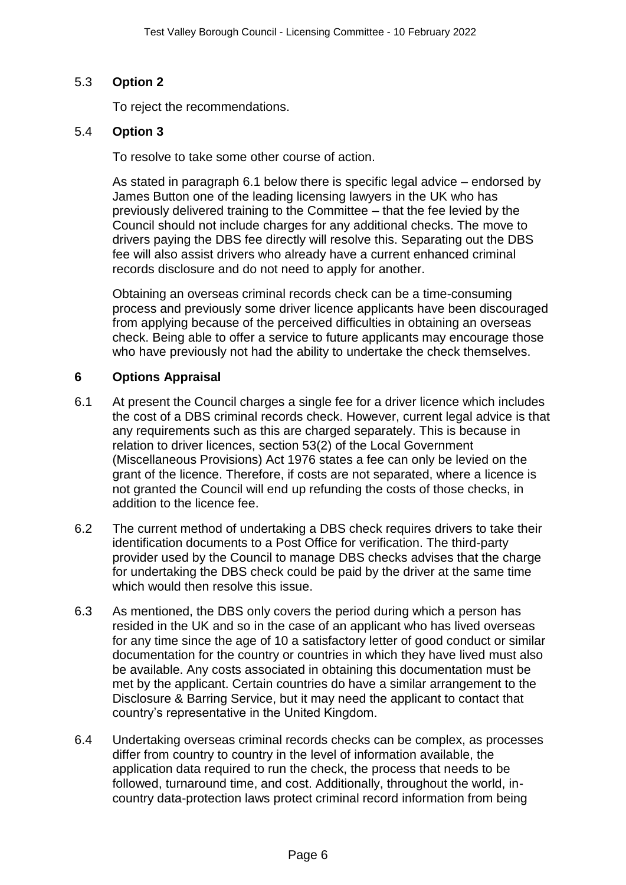5.3 **Option 2**

To reject the recommendations.

5.4 **Option 3**

To resolve to take some other course of action.

As stated in paragraph 6.1 below there is specific legal advice – endorsed by James Button one of the leading licensing lawyers in the UK who has previously delivered training to the Committee – that the fee levied by the Council should not include charges for any additional checks. The move to drivers paying the DBS fee directly will resolve this. Separating out the DBS fee will also assist drivers who already have a current enhanced criminal records disclosure and do not need to apply for another.

Obtaining an overseas criminal records check can be a time-consuming process and previously some driver licence applicants have been discouraged from applying because of the perceived difficulties in obtaining an overseas check. Being able to offer a service to future applicants may encourage those who have previously not had the ability to undertake the check themselves.

## 6 Options Appraisal

6.1 At present the Council charges a single fee for a driver licence which includes the cost of a DBS criminal records check. However, current legal advice is that any requirements such as this are charged separately. This is because in relation to driver licences, section 53(2) of the Local Government (Miscellaneous Provisions) Act 1976 states a fee can only be levied on the grant of the licence. Therefore, if costs are not separated, where a licence is not granted the Council will end up refunding the costs of those checks, in addition to the licence fee.

6.2 The current method of undertaking a DBS check requires drivers to take their identification documents to a Post Office for verification. The third-party provider used by the Council to manage DBS checks advises that the charge for undertaking the DBS check could be paid by the driver at the same time which would then resolve this issue.

6.3 As mentioned, the DBS only covers the period during which a person has resided in the UK and so in the case of an applicant who has lived overseas for any time since the age of 10 a satisfactory letter of good conduct or similar documentation for the country or countries in which they have lived must also be available. Any costs associated in obtaining this documentation must be met by the applicant. Certain countries do have a similar arrangement to the Disclosure & Barring Service, but it may need the applicant to contact that country's representative in the United Kingdom.

6.4 Undertaking overseas criminal records checks can be complex, as processes differ from country to country in the level of information available, the application data required to run the check, the process that needs to be followed, turnaround time, and cost. Additionally, throughout the world, in-country data-protection laws protect criminal record information from being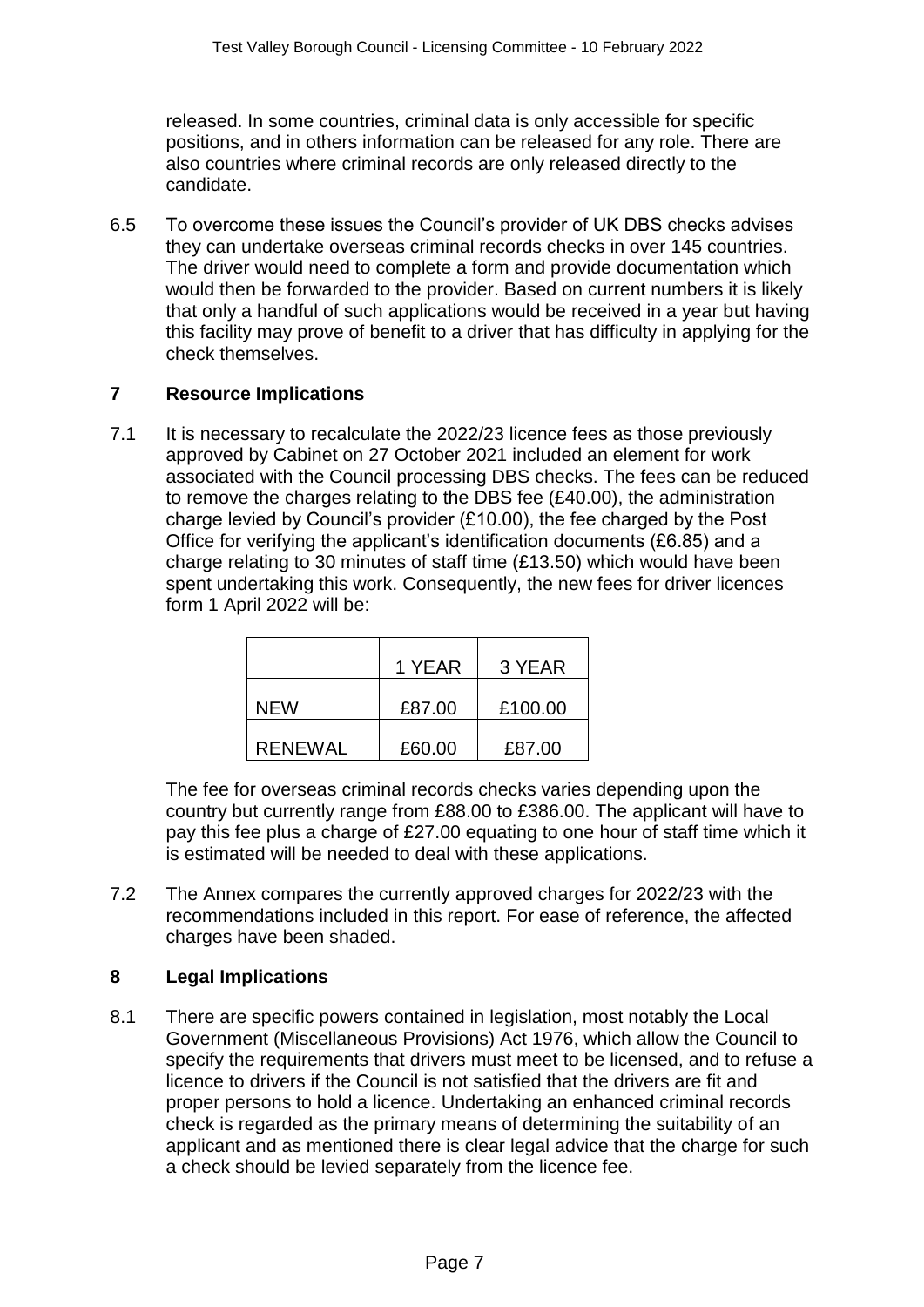released. In some countries, criminal data is only accessible for specific positions, and in others information can be released for any role. There are also countries where criminal records are only released directly to the candidate.

6.5 To overcome these issues the Council's provider of UK DBS checks advises they can undertake overseas criminal records checks in over 145 countries. The driver would need to complete a form and provide documentation which would then be forwarded to the provider. Based on current numbers it is likely that only a handful of such applications would be received in a year but having this facility may prove of benefit to a driver that has difficulty in applying for the check themselves.

## 7 Resource Implications

7.1 It is necessary to recalculate the 2022/23 licence fees as those previously approved by Cabinet on 27 October 2021 included an element for work associated with the Council processing DBS checks. The fees can be reduced to remove the charges relating to the DBS fee (£40.00), the administration charge levied by Council's provider (£10.00), the fee charged by the Post Office for verifying the applicant's identification documents (£6.85) and a charge relating to 30 minutes of staff time (£13.50) which would have been spent undertaking this work. Consequently, the new fees for driver licences form 1 April 2022 will be:

| | 1 YEAR | 3 YEAR |
|---|---|---|
| NEW | £87.00 | £100.00 |
| RENEWAL | £60.00 | £87.00 |

The fee for overseas criminal records checks varies depending upon the country but currently range from £88.00 to £386.00. The applicant will have to pay this fee plus a charge of £27.00 equating to one hour of staff time which it is estimated will be needed to deal with these applications.

7.2 The Annex compares the currently approved charges for 2022/23 with the recommendations included in this report. For ease of reference, the affected charges have been shaded.

## 8 Legal Implications

8.1 There are specific powers contained in legislation, most notably the Local Government (Miscellaneous Provisions) Act 1976, which allow the Council to specify the requirements that drivers must meet to be licensed, and to refuse a licence to drivers if the Council is not satisfied that the drivers are fit and proper persons to hold a licence. Undertaking an enhanced criminal records check is regarded as the primary means of determining the suitability of an applicant and as mentioned there is clear legal advice that the charge for such a check should be levied separately from the licence fee.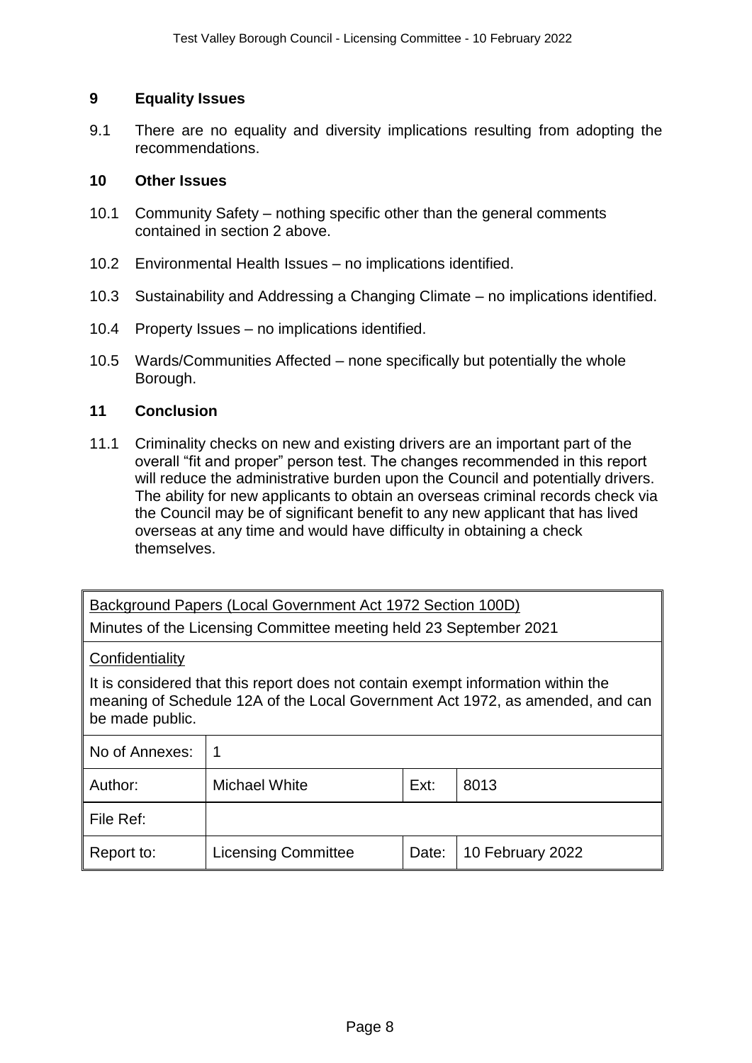## 9 Equality Issues

9.1 There are no equality and diversity implications resulting from adopting the recommendations.

## 10 Other Issues

10.1 Community Safety – nothing specific other than the general comments contained in section 2 above.

10.2 Environmental Health Issues – no implications identified.

10.3 Sustainability and Addressing a Changing Climate – no implications identified.

10.4 Property Issues – no implications identified.

10.5 Wards/Communities Affected – none specifically but potentially the whole Borough.

## 11 Conclusion

11.1 Criminality checks on new and existing drivers are an important part of the overall "fit and proper" person test. The changes recommended in this report will reduce the administrative burden upon the Council and potentially drivers. The ability for new applicants to obtain an overseas criminal records check via the Council may be of significant benefit to any new applicant that has lived overseas at any time and would have difficulty in obtaining a check themselves.

| Background Papers (Local Government Act 1972 Section 100D) | | | |
|---|---|---|---|
| Minutes of the Licensing Committee meeting held 23 September 2021 | | | |
| **Confidentiality** | | | |
| It is considered that this report does not contain exempt information within the meaning of Schedule 12A of the Local Government Act 1972, as amended, and can be made public. | | | |
| No of Annexes: | 1 | | |
| Author: | Michael White | Ext: | 8013 |
| File Ref: | | | |
| Report to: | Licensing Committee | Date: | 10 February 2022 |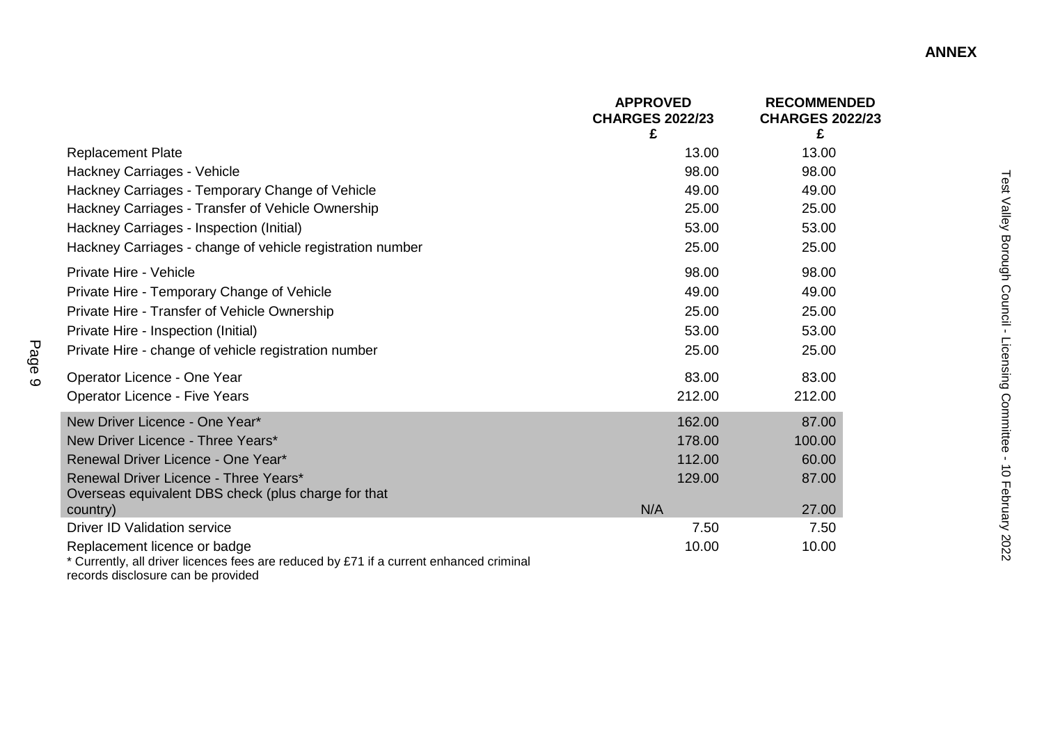**ANNEX**

| | APPROVED CHARGES 2022/23 £ | RECOMMENDED CHARGES 2022/23 £ |
|---|---|---|
| Replacement Plate | 13.00 | 13.00 |
| Hackney Carriages - Vehicle | 98.00 | 98.00 |
| Hackney Carriages - Temporary Change of Vehicle | 49.00 | 49.00 |
| Hackney Carriages - Transfer of Vehicle Ownership | 25.00 | 25.00 |
| Hackney Carriages - Inspection (Initial) | 53.00 | 53.00 |
| Hackney Carriages - change of vehicle registration number | 25.00 | 25.00 |
| Private Hire - Vehicle | 98.00 | 98.00 |
| Private Hire - Temporary Change of Vehicle | 49.00 | 49.00 |
| Private Hire - Transfer of Vehicle Ownership | 25.00 | 25.00 |
| Private Hire - Inspection (Initial) | 53.00 | 53.00 |
| Private Hire - change of vehicle registration number | 25.00 | 25.00 |
| Operator Licence - One Year | 83.00 | 83.00 |
| Operator Licence - Five Years | 212.00 | 212.00 |
| New Driver Licence - One Year* | 162.00 | 87.00 |
| New Driver Licence - Three Years* | 178.00 | 100.00 |
| Renewal Driver Licence - One Year* | 112.00 | 60.00 |
| Renewal Driver Licence - Three Years* | 129.00 | 87.00 |
| Overseas equivalent DBS check (plus charge for that country) | N/A | 27.00 |
| Driver ID Validation service | 7.50 | 7.50 |
| Replacement licence or badge | 10.00 | 10.00 |

* Currently, all driver licences fees are reduced by £71 if a current enhanced criminal records disclosure can be provided